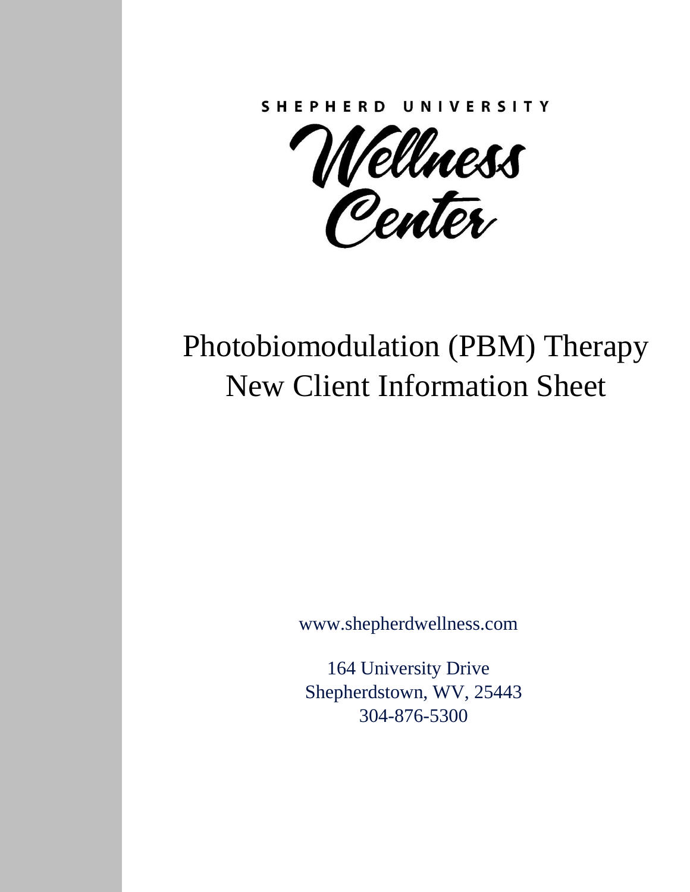SHEPHERD UNIVERSITY

Wellness Center

# Photobiomodulation (PBM) Therapy New Client Information Sheet

www.shepherdwellness.com

164 University Drive
Shepherdstown, WV, 25443
304-876-5300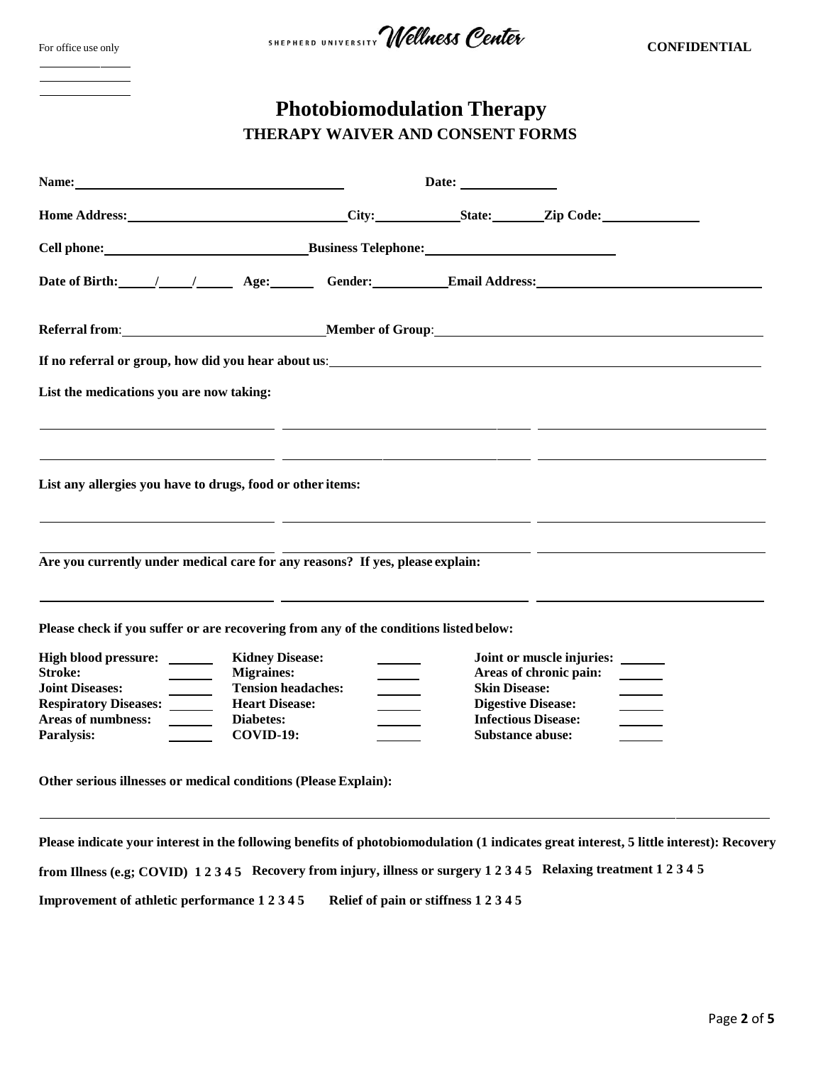For office use only

SHEPHERD UNIVERSITY Wellness Center

**CONFIDENTIAL**

# Photobiomodulation Therapy

## THERAPY WAIVER AND CONSENT FORMS

**Name:** ______________________________ **Date:** ____________

**Home Address:** ______________________ **City:** __________ **State:** ______ **Zip Code:** __________

**Cell phone:** ______________________ **Business Telephone:** ______________________

**Date of Birth:** ____/____/____ **Age:** _____ **Gender:** ________ **Email Address:** ______________________

**Referral from**: ______________________ **Member of Group**: ______________________

**If no referral or group, how did you hear about us**: ______________________

**List the medications you are now taking:**

______________________

______________________

**List any allergies you have to drugs, food or other items:**

______________________

______________________

**Are you currently under medical care for any reasons? If yes, please explain:**

______________________

**Please check if you suffer or are recovering from any of the conditions listed below:**

| | | | | | |
|---|---|---|---|---|---|
| **High blood pressure:** | ______ | **Kidney Disease:** | ______ | **Joint or muscle injuries:** | ______ |
| **Stroke:** | ______ | **Migraines:** | ______ | **Areas of chronic pain:** | ______ |
| **Joint Diseases:** | ______ | **Tension headaches:** | ______ | **Skin Disease:** | ______ |
| **Respiratory Diseases:** | ______ | **Heart Disease:** | ______ | **Digestive Disease:** | ______ |
| **Areas of numbness:** | ______ | **Diabetes:** | ______ | **Infectious Disease:** | ______ |
| **Paralysis:** | ______ | **COVID-19:** | ______ | **Substance abuse:** | ______ |

**Other serious illnesses or medical conditions (Please Explain):**

______________________

**Please indicate your interest in the following benefits of photobiomodulation (1 indicates great interest, 5 little interest): Recovery from Illness (e.g; COVID) 1 2 3 4 5 Recovery from injury, illness or surgery 1 2 3 4 5 Relaxing treatment 1 2 3 4 5**

**Improvement of athletic performance 1 2 3 4 5 Relief of pain or stiffness 1 2 3 4 5**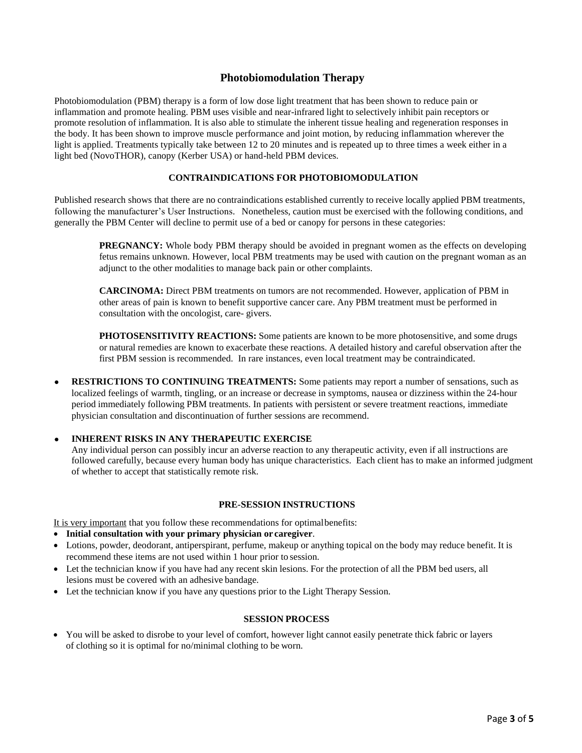# Photobiomodulation Therapy

Photobiomodulation (PBM) therapy is a form of low dose light treatment that has been shown to reduce pain or inflammation and promote healing. PBM uses visible and near-infrared light to selectively inhibit pain receptors or promote resolution of inflammation. It is also able to stimulate the inherent tissue healing and regeneration responses in the body. It has been shown to improve muscle performance and joint motion, by reducing inflammation wherever the light is applied. Treatments typically take between 12 to 20 minutes and is repeated up to three times a week either in a light bed (NovoTHOR), canopy (Kerber USA) or hand-held PBM devices.

## CONTRAINDICATIONS FOR PHOTOBIOMODULATION

Published research shows that there are no contraindications established currently to receive locally applied PBM treatments, following the manufacturer's User Instructions. Nonetheless, caution must be exercised with the following conditions, and generally the PBM Center will decline to permit use of a bed or canopy for persons in these categories:

**PREGNANCY:** Whole body PBM therapy should be avoided in pregnant women as the effects on developing fetus remains unknown. However, local PBM treatments may be used with caution on the pregnant woman as an adjunct to the other modalities to manage back pain or other complaints.

**CARCINOMA:** Direct PBM treatments on tumors are not recommended. However, application of PBM in other areas of pain is known to benefit supportive cancer care. Any PBM treatment must be performed in consultation with the oncologist, care- givers.

**PHOTOSENSITIVITY REACTIONS:** Some patients are known to be more photosensitive, and some drugs or natural remedies are known to exacerbate these reactions. A detailed history and careful observation after the first PBM session is recommended. In rare instances, even local treatment may be contraindicated.

- **RESTRICTIONS TO CONTINUING TREATMENTS:** Some patients may report a number of sensations, such as localized feelings of warmth, tingling, or an increase or decrease in symptoms, nausea or dizziness within the 24-hour period immediately following PBM treatments. In patients with persistent or severe treatment reactions, immediate physician consultation and discontinuation of further sessions are recommend.

- **INHERENT RISKS IN ANY THERAPEUTIC EXERCISE**
  Any individual person can possibly incur an adverse reaction to any therapeutic activity, even if all instructions are followed carefully, because every human body has unique characteristics. Each client has to make an informed judgment of whether to accept that statistically remote risk.

## PRE-SESSION INSTRUCTIONS

<u>It is very important</u> that you follow these recommendations for optimal benefits:

- **Initial consultation with your primary physician or caregiver**.
- Lotions, powder, deodorant, antiperspirant, perfume, makeup or anything topical on the body may reduce benefit. It is recommend these items are not used within 1 hour prior to session.
- Let the technician know if you have had any recent skin lesions. For the protection of all the PBM bed users, all lesions must be covered with an adhesive bandage.
- Let the technician know if you have any questions prior to the Light Therapy Session.

## SESSION PROCESS

- You will be asked to disrobe to your level of comfort, however light cannot easily penetrate thick fabric or layers of clothing so it is optimal for no/minimal clothing to be worn.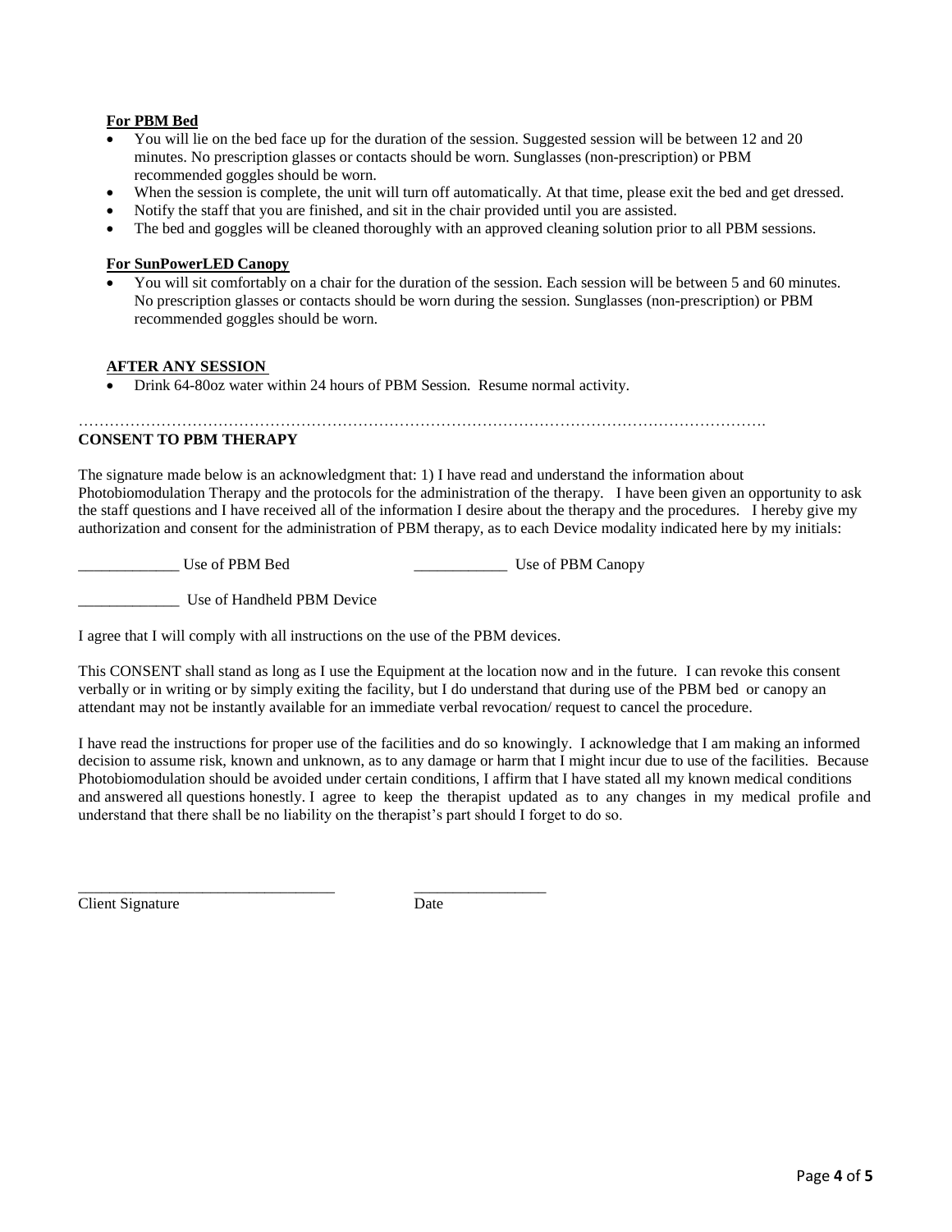**For PBM Bed**

- You will lie on the bed face up for the duration of the session. Suggested session will be between 12 and 20 minutes. No prescription glasses or contacts should be worn. Sunglasses (non-prescription) or PBM recommended goggles should be worn.
- When the session is complete, the unit will turn off automatically. At that time, please exit the bed and get dressed.
- Notify the staff that you are finished, and sit in the chair provided until you are assisted.
- The bed and goggles will be cleaned thoroughly with an approved cleaning solution prior to all PBM sessions.

**For SunPowerLED Canopy**

- You will sit comfortably on a chair for the duration of the session. Each session will be between 5 and 60 minutes. No prescription glasses or contacts should be worn during the session. Sunglasses (non-prescription) or PBM recommended goggles should be worn.

**AFTER ANY SESSION**

- Drink 64-80oz water within 24 hours of PBM Session. Resume normal activity.

…………………………………………………………………………………………………………………….

**CONSENT TO PBM THERAPY**

The signature made below is an acknowledgment that: 1) I have read and understand the information about Photobiomodulation Therapy and the protocols for the administration of the therapy. I have been given an opportunity to ask the staff questions and I have received all of the information I desire about the therapy and the procedures. I hereby give my authorization and consent for the administration of PBM therapy, as to each Device modality indicated here by my initials:

_____________ Use of PBM Bed &nbsp;&nbsp;&nbsp;&nbsp;&nbsp;&nbsp;&nbsp;&nbsp; ____________ Use of PBM Canopy

_____________ Use of Handheld PBM Device

I agree that I will comply with all instructions on the use of the PBM devices.

This CONSENT shall stand as long as I use the Equipment at the location now and in the future. I can revoke this consent verbally or in writing or by simply exiting the facility, but I do understand that during use of the PBM bed or canopy an attendant may not be instantly available for an immediate verbal revocation/ request to cancel the procedure.

I have read the instructions for proper use of the facilities and do so knowingly. I acknowledge that I am making an informed decision to assume risk, known and unknown, as to any damage or harm that I might incur due to use of the facilities. Because Photobiomodulation should be avoided under certain conditions, I affirm that I have stated all my known medical conditions and answered all questions honestly. I agree to keep the therapist updated as to any changes in my medical profile and understand that there shall be no liability on the therapist's part should I forget to do so.

_________________________________ &nbsp;&nbsp;&nbsp;&nbsp;&nbsp;&nbsp;&nbsp;&nbsp; _________________

Client Signature &nbsp;&nbsp;&nbsp;&nbsp;&nbsp;&nbsp;&nbsp;&nbsp;&nbsp;&nbsp;&nbsp;&nbsp;&nbsp;&nbsp;&nbsp;&nbsp;&nbsp;&nbsp;&nbsp;&nbsp;&nbsp;&nbsp;&nbsp;&nbsp;&nbsp;&nbsp;&nbsp;&nbsp;&nbsp;&nbsp;&nbsp;&nbsp; Date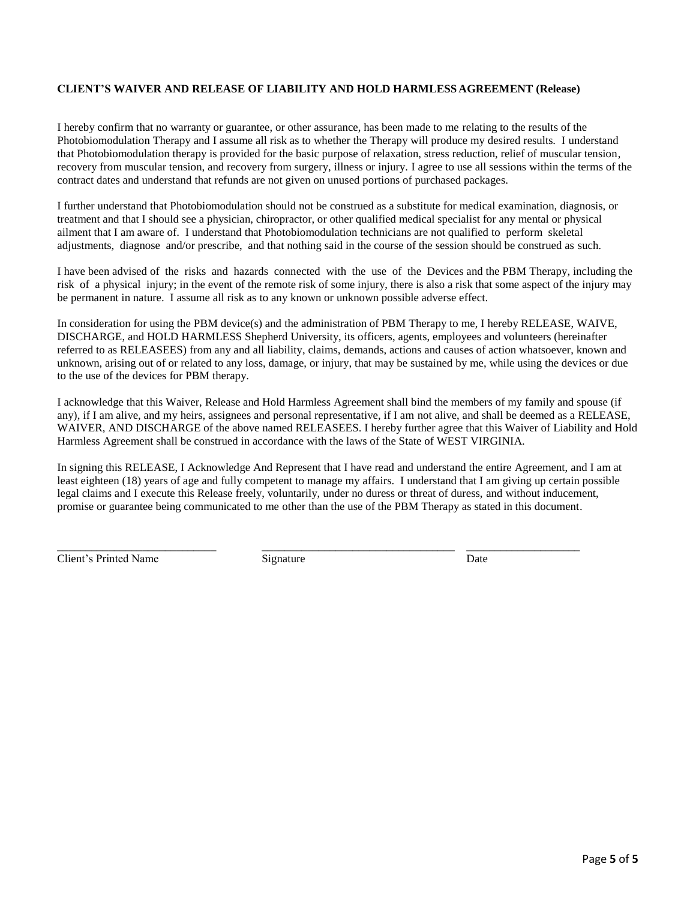**CLIENT'S WAIVER AND RELEASE OF LIABILITY AND HOLD HARMLESS AGREEMENT (Release)**

I hereby confirm that no warranty or guarantee, or other assurance, has been made to me relating to the results of the Photobiomodulation Therapy and I assume all risk as to whether the Therapy will produce my desired results. I understand that Photobiomodulation therapy is provided for the basic purpose of relaxation, stress reduction, relief of muscular tension, recovery from muscular tension, and recovery from surgery, illness or injury. I agree to use all sessions within the terms of the contract dates and understand that refunds are not given on unused portions of purchased packages.

I further understand that Photobiomodulation should not be construed as a substitute for medical examination, diagnosis, or treatment and that I should see a physician, chiropractor, or other qualified medical specialist for any mental or physical ailment that I am aware of. I understand that Photobiomodulation technicians are not qualified to perform skeletal adjustments, diagnose and/or prescribe, and that nothing said in the course of the session should be construed as such.

I have been advised of the risks and hazards connected with the use of the Devices and the PBM Therapy, including the risk of a physical injury; in the event of the remote risk of some injury, there is also a risk that some aspect of the injury may be permanent in nature. I assume all risk as to any known or unknown possible adverse effect.

In consideration for using the PBM device(s) and the administration of PBM Therapy to me, I hereby RELEASE, WAIVE, DISCHARGE, and HOLD HARMLESS Shepherd University, its officers, agents, employees and volunteers (hereinafter referred to as RELEASEES) from any and all liability, claims, demands, actions and causes of action whatsoever, known and unknown, arising out of or related to any loss, damage, or injury, that may be sustained by me, while using the devices or due to the use of the devices for PBM therapy.

I acknowledge that this Waiver, Release and Hold Harmless Agreement shall bind the members of my family and spouse (if any), if I am alive, and my heirs, assignees and personal representative, if I am not alive, and shall be deemed as a RELEASE, WAIVER, AND DISCHARGE of the above named RELEASEES. I hereby further agree that this Waiver of Liability and Hold Harmless Agreement shall be construed in accordance with the laws of the State of WEST VIRGINIA.

In signing this RELEASE, I Acknowledge And Represent that I have read and understand the entire Agreement, and I am at least eighteen (18) years of age and fully competent to manage my affairs. I understand that I am giving up certain possible legal claims and I execute this Release freely, voluntarily, under no duress or threat of duress, and without inducement, promise or guarantee being communicated to me other than the use of the PBM Therapy as stated in this document.

\_\_\_\_\_\_\_\_\_\_\_\_\_\_\_\_\_\_\_\_\_\_\_\_\_\_\_\_ \_\_\_\_\_\_\_\_\_\_\_\_\_\_\_\_\_\_\_\_\_\_\_\_\_\_\_\_\_\_\_\_\_\_ \_\_\_\_\_\_\_\_\_\_\_\_\_\_\_\_\_\_\_\_

Client's Printed Name Signature Date